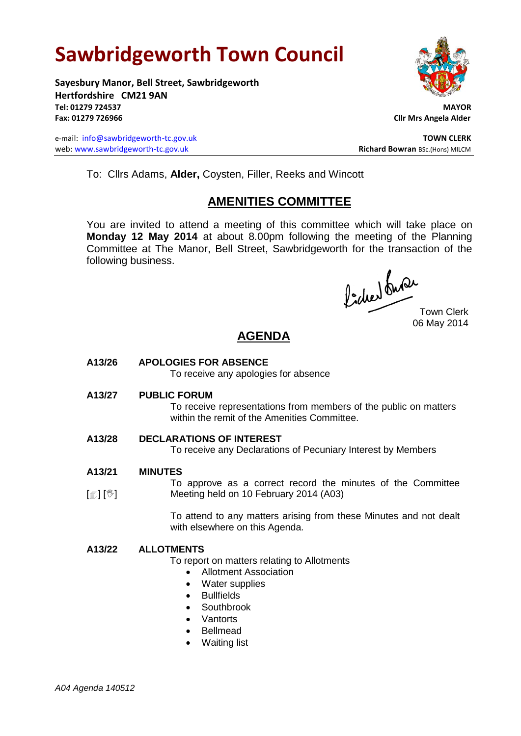# Sawbridgeworth Town Council

**Sayesbury Manor, Bell Street, Sawbridgeworth**
**Hertfordshire CM21 9AN**
**Tel: 01279 724537**
**Fax: 01279 726966**

**MAYOR**
**Cllr Mrs Angela Alder**

e-mail: info@sawbridgeworth-tc.gov.uk
web: www.sawbridgeworth-tc.gov.uk

**TOWN CLERK**
**Richard Bowran** BSc.(Hons) MILCM

To: Cllrs Adams, **Alder,** Coysten, Filler, Reeks and Wincott

## AMENITIES COMMITTEE

You are invited to attend a meeting of this committee which will take place on **Monday 12 May 2014** at about 8.00pm following the meeting of the Planning Committee at The Manor, Bell Street, Sawbridgeworth for the transaction of the following business.

Town Clerk
06 May 2014

## AGENDA

**A13/26 APOLOGIES FOR ABSENCE**

To receive any apologies for absence

**A13/27 PUBLIC FORUM**

To receive representations from members of the public on matters within the remit of the Amenities Committee.

**A13/28 DECLARATIONS OF INTEREST**

To receive any Declarations of Pecuniary Interest by Members

**A13/21 MINUTES**

[▤] [✋] To approve as a correct record the minutes of the Committee Meeting held on 10 February 2014 (A03)

To attend to any matters arising from these Minutes and not dealt with elsewhere on this Agenda.

**A13/22 ALLOTMENTS**

To report on matters relating to Allotments

- Allotment Association
- Water supplies
- Bullfields
- Southbrook
- Vantorts
- Bellmead
- Waiting list

*A04 Agenda 140512*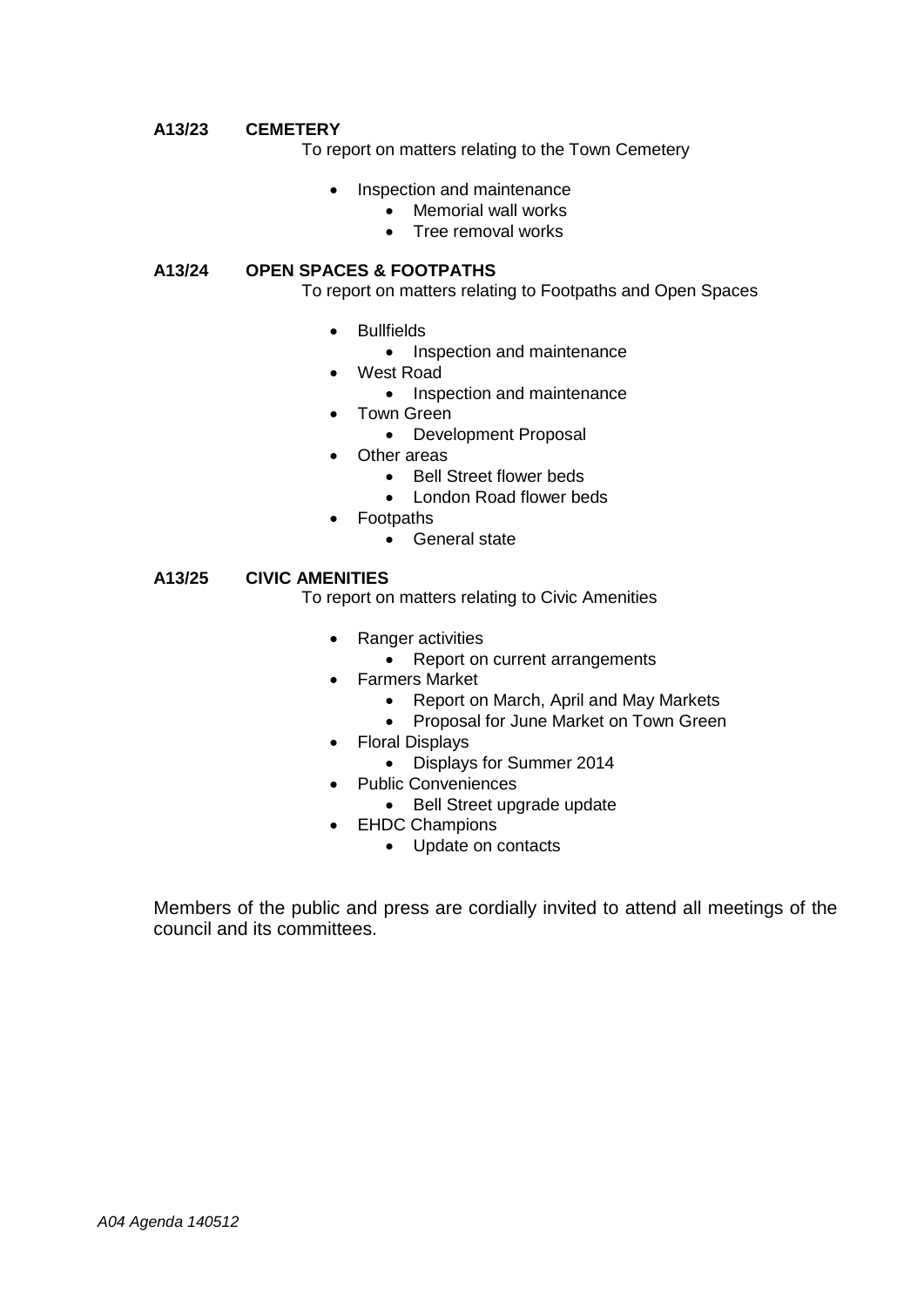**A13/23 CEMETERY**

To report on matters relating to the Town Cemetery

- Inspection and maintenance
  - Memorial wall works
  - Tree removal works

**A13/24 OPEN SPACES & FOOTPATHS**

To report on matters relating to Footpaths and Open Spaces

- Bullfields
  - Inspection and maintenance
- West Road
  - Inspection and maintenance
- Town Green
  - Development Proposal
- Other areas
  - Bell Street flower beds
  - London Road flower beds
- Footpaths
  - General state

**A13/25 CIVIC AMENITIES**

To report on matters relating to Civic Amenities

- Ranger activities
  - Report on current arrangements
- Farmers Market
  - Report on March, April and May Markets
  - Proposal for June Market on Town Green
- Floral Displays
  - Displays for Summer 2014
- Public Conveniences
  - Bell Street upgrade update
- EHDC Champions
  - Update on contacts

Members of the public and press are cordially invited to attend all meetings of the council and its committees.